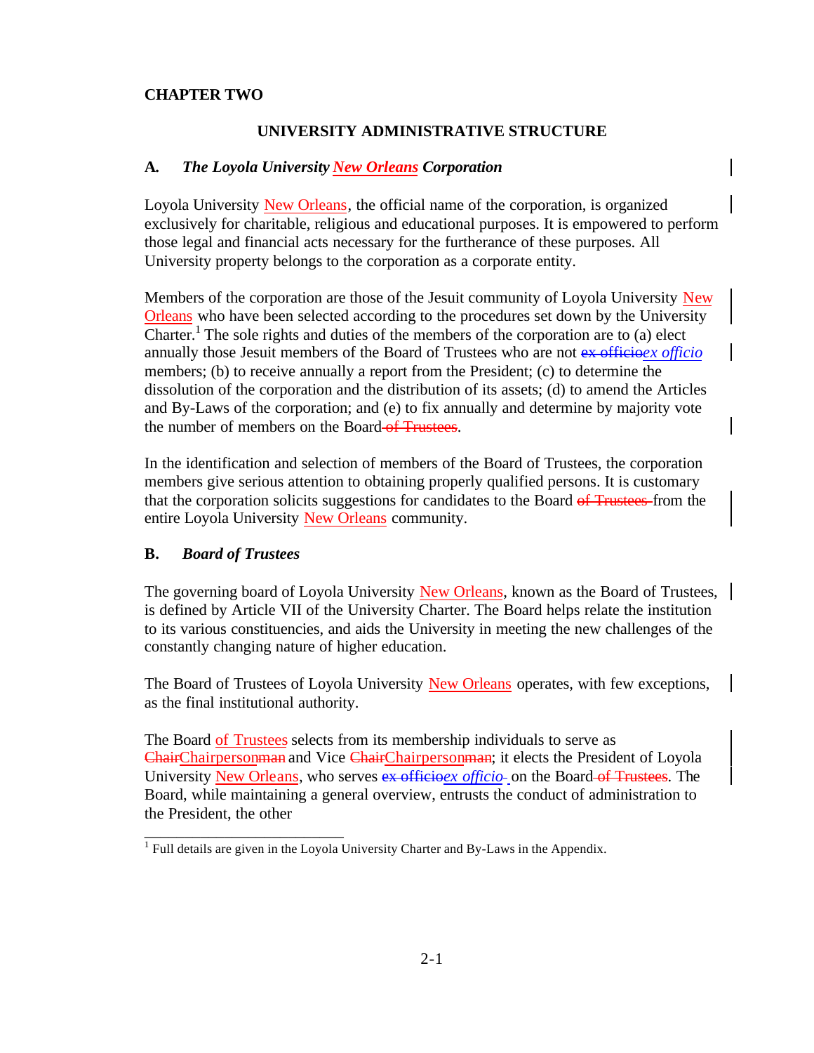# CHAPTER TWO

## UNIVERSITY ADMINISTRATIVE STRUCTURE

### A. *The Loyola University New Orleans Corporation*

Loyola University New Orleans, the official name of the corporation, is organized exclusively for charitable, religious and educational purposes. It is empowered to perform those legal and financial acts necessary for the furtherance of these purposes. All University property belongs to the corporation as a corporate entity.

Members of the corporation are those of the Jesuit community of Loyola University New Orleans who have been selected according to the procedures set down by the University Charter.[1] The sole rights and duties of the members of the corporation are to (a) elect annually those Jesuit members of the Board of Trustees who are not ~~ex officio~~*ex officio* members; (b) to receive annually a report from the President; (c) to determine the dissolution of the corporation and the distribution of its assets; (d) to amend the Articles and By-Laws of the corporation; and (e) to fix annually and determine by majority vote the number of members on the Board ~~of Trustees~~.

In the identification and selection of members of the Board of Trustees, the corporation members give serious attention to obtaining properly qualified persons. It is customary that the corporation solicits suggestions for candidates to the Board ~~of Trustees~~ from the entire Loyola University New Orleans community.

### B. *Board of Trustees*

The governing board of Loyola University New Orleans, known as the Board of Trustees, is defined by Article VII of the University Charter. The Board helps relate the institution to its various constituencies, and aids the University in meeting the new challenges of the constantly changing nature of higher education.

The Board of Trustees of Loyola University New Orleans operates, with few exceptions, as the final institutional authority.

The Board of Trustees selects from its membership individuals to serve as ~~Chair~~Chairperson~~man~~ and Vice ~~Chair~~Chairperson~~man~~; it elects the President of Loyola University New Orleans, who serves ~~ex officio~~*ex officio* on the Board ~~of Trustees~~. The Board, while maintaining a general overview, entrusts the conduct of administration to the President, the other

[1] Full details are given in the Loyola University Charter and By-Laws in the Appendix.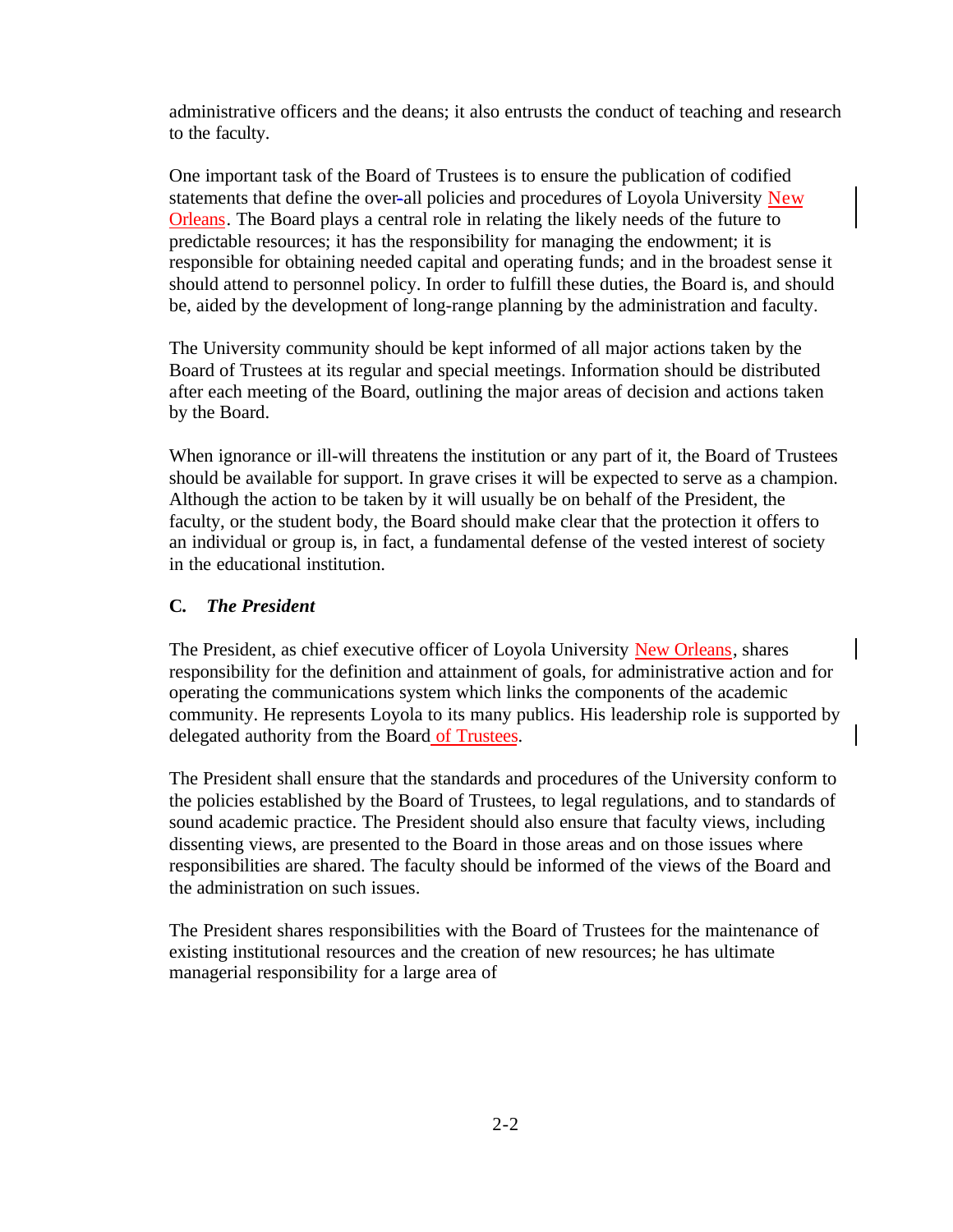administrative officers and the deans; it also entrusts the conduct of teaching and research to the faculty.

One important task of the Board of Trustees is to ensure the publication of codified statements that define the over-all policies and procedures of Loyola University New Orleans. The Board plays a central role in relating the likely needs of the future to predictable resources; it has the responsibility for managing the endowment; it is responsible for obtaining needed capital and operating funds; and in the broadest sense it should attend to personnel policy. In order to fulfill these duties, the Board is, and should be, aided by the development of long-range planning by the administration and faculty.

The University community should be kept informed of all major actions taken by the Board of Trustees at its regular and special meetings. Information should be distributed after each meeting of the Board, outlining the major areas of decision and actions taken by the Board.

When ignorance or ill-will threatens the institution or any part of it, the Board of Trustees should be available for support. In grave crises it will be expected to serve as a champion. Although the action to be taken by it will usually be on behalf of the President, the faculty, or the student body, the Board should make clear that the protection it offers to an individual or group is, in fact, a fundamental defense of the vested interest of society in the educational institution.

### C. *The President*

The President, as chief executive officer of Loyola University New Orleans, shares responsibility for the definition and attainment of goals, for administrative action and for operating the communications system which links the components of the academic community. He represents Loyola to its many publics. His leadership role is supported by delegated authority from the Board of Trustees.

The President shall ensure that the standards and procedures of the University conform to the policies established by the Board of Trustees, to legal regulations, and to standards of sound academic practice. The President should also ensure that faculty views, including dissenting views, are presented to the Board in those areas and on those issues where responsibilities are shared. The faculty should be informed of the views of the Board and the administration on such issues.

The President shares responsibilities with the Board of Trustees for the maintenance of existing institutional resources and the creation of new resources; he has ultimate managerial responsibility for a large area of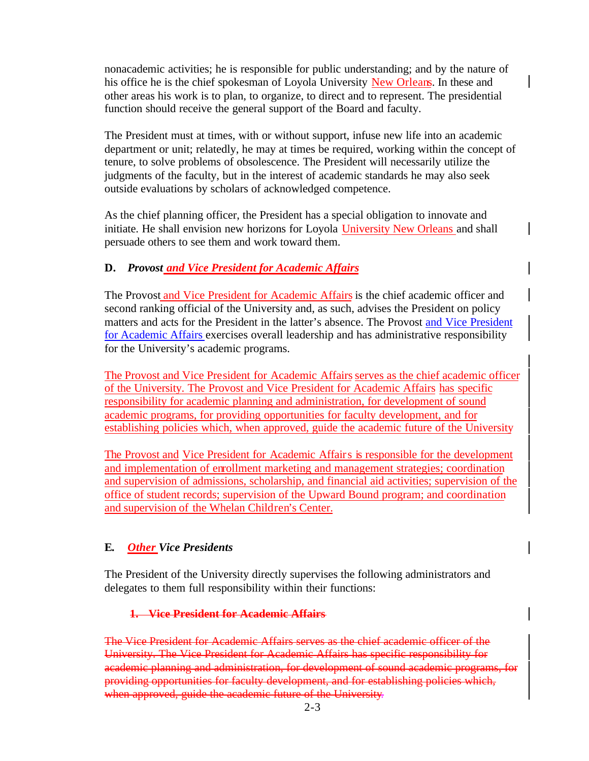nonacademic activities; he is responsible for public understanding; and by the nature of his office he is the chief spokesman of Loyola University New Orleans. In these and other areas his work is to plan, to organize, to direct and to represent. The presidential function should receive the general support of the Board and faculty.

The President must at times, with or without support, infuse new life into an academic department or unit; relatedly, he may at times be required, working within the concept of tenure, to solve problems of obsolescence. The President will necessarily utilize the judgments of the faculty, but in the interest of academic standards he may also seek outside evaluations by scholars of acknowledged competence.

As the chief planning officer, the President has a special obligation to innovate and initiate. He shall envision new horizons for Loyola University New Orleans and shall persuade others to see them and work toward them.

### D. *Provost and Vice President for Academic Affairs*

The Provost and Vice President for Academic Affairs is the chief academic officer and second ranking official of the University and, as such, advises the President on policy matters and acts for the President in the latter's absence. The Provost and Vice President for Academic Affairs exercises overall leadership and has administrative responsibility for the University's academic programs.

The Provost and Vice President for Academic Affairs serves as the chief academic officer of the University. The Provost and Vice President for Academic Affairs has specific responsibility for academic planning and administration, for development of sound academic programs, for providing opportunities for faculty development, and for establishing policies which, when approved, guide the academic future of the University

The Provost and Vice President for Academic Affairs is responsible for the development and implementation of enrollment marketing and management strategies; coordination and supervision of admissions, scholarship, and financial aid activities; supervision of the office of student records; supervision of the Upward Bound program; and coordination and supervision of the Whelan Children's Center.

### E. *Other Vice Presidents*

The President of the University directly supervises the following administrators and delegates to them full responsibility within their functions:

**~~1. Vice President for Academic Affairs~~**

~~The Vice President for Academic Affairs serves as the chief academic officer of the University. The Vice President for Academic Affairs has specific responsibility for academic planning and administration, for development of sound academic programs, for providing opportunities for faculty development, and for establishing policies which, when approved, guide the academic future of the University.~~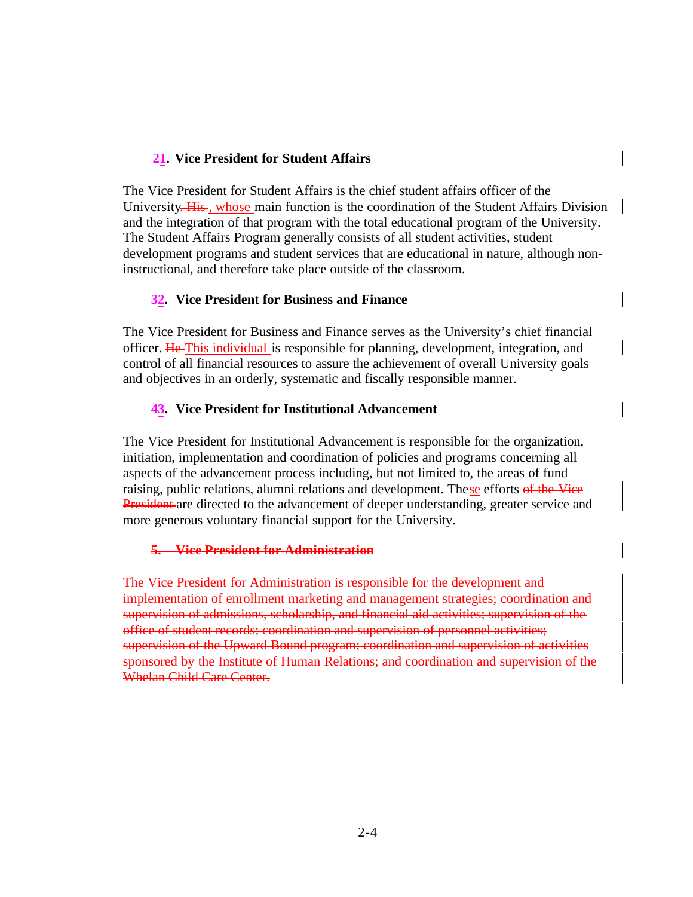**~~2~~1. Vice President for Student Affairs**

The Vice President for Student Affairs is the chief student affairs officer of the University~~. His~~ , whose main function is the coordination of the Student Affairs Division and the integration of that program with the total educational program of the University. The Student Affairs Program generally consists of all student activities, student development programs and student services that are educational in nature, although non-instructional, and therefore take place outside of the classroom.

**~~3~~2. Vice President for Business and Finance**

The Vice President for Business and Finance serves as the University's chief financial officer. ~~He~~ This individual is responsible for planning, development, integration, and control of all financial resources to assure the achievement of overall University goals and objectives in an orderly, systematic and fiscally responsible manner.

**~~4~~3. Vice President for Institutional Advancement**

The Vice President for Institutional Advancement is responsible for the organization, initiation, implementation and coordination of policies and programs concerning all aspects of the advancement process including, but not limited to, the areas of fund raising, public relations, alumni relations and development. These efforts ~~of the Vice President~~ are directed to the advancement of deeper understanding, greater service and more generous voluntary financial support for the University.

~~**5. Vice President for Administration**~~

~~The Vice President for Administration is responsible for the development and implementation of enrollment marketing and management strategies; coordination and supervision of admissions, scholarship, and financial aid activities; supervision of the office of student records; coordination and supervision of personnel activities; supervision of the Upward Bound program; coordination and supervision of activities sponsored by the Institute of Human Relations; and coordination and supervision of the Whelan Child Care Center.~~